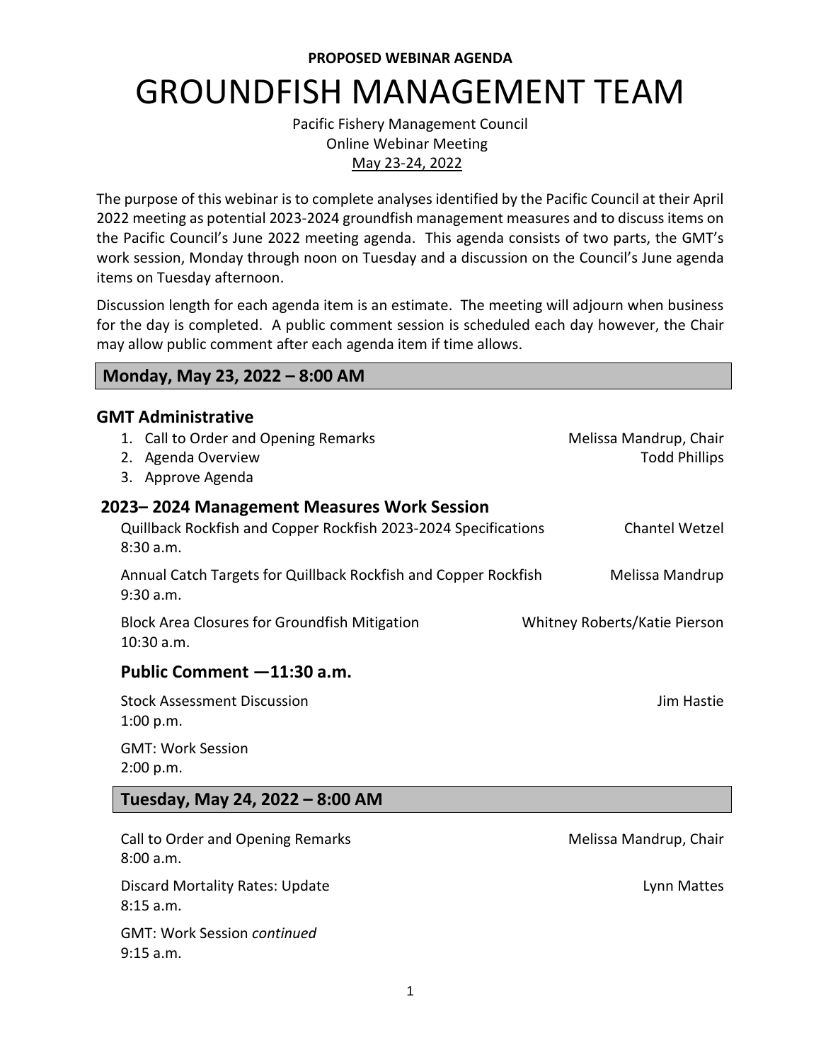**PROPOSED WEBINAR AGENDA**

# GROUNDFISH MANAGEMENT TEAM

Pacific Fishery Management Council
Online Webinar Meeting
May 23-24, 2022

The purpose of this webinar is to complete analyses identified by the Pacific Council at their April 2022 meeting as potential 2023-2024 groundfish management measures and to discuss items on the Pacific Council's June 2022 meeting agenda. This agenda consists of two parts, the GMT's work session, Monday through noon on Tuesday and a discussion on the Council's June agenda items on Tuesday afternoon.

Discussion length for each agenda item is an estimate. The meeting will adjourn when business for the day is completed. A public comment session is scheduled each day however, the Chair may allow public comment after each agenda item if time allows.

## Monday, May 23, 2022 – 8:00 AM

### GMT Administrative

1. Call to Order and Opening Remarks — Melissa Mandrup, Chair
2. Agenda Overview — Todd Phillips
3. Approve Agenda

### 2023– 2024 Management Measures Work Session

Quillback Rockfish and Copper Rockfish 2023-2024 Specifications — Chantel Wetzel
8:30 a.m.

Annual Catch Targets for Quillback Rockfish and Copper Rockfish — Melissa Mandrup
9:30 a.m.

Block Area Closures for Groundfish Mitigation — Whitney Roberts/Katie Pierson
10:30 a.m.

### Public Comment —11:30 a.m.

Stock Assessment Discussion — Jim Hastie
1:00 p.m.

GMT: Work Session
2:00 p.m.

## Tuesday, May 24, 2022 – 8:00 AM

Call to Order and Opening Remarks — Melissa Mandrup, Chair
8:00 a.m.

Discard Mortality Rates: Update — Lynn Mattes
8:15 a.m.

GMT: Work Session *continued*
9:15 a.m.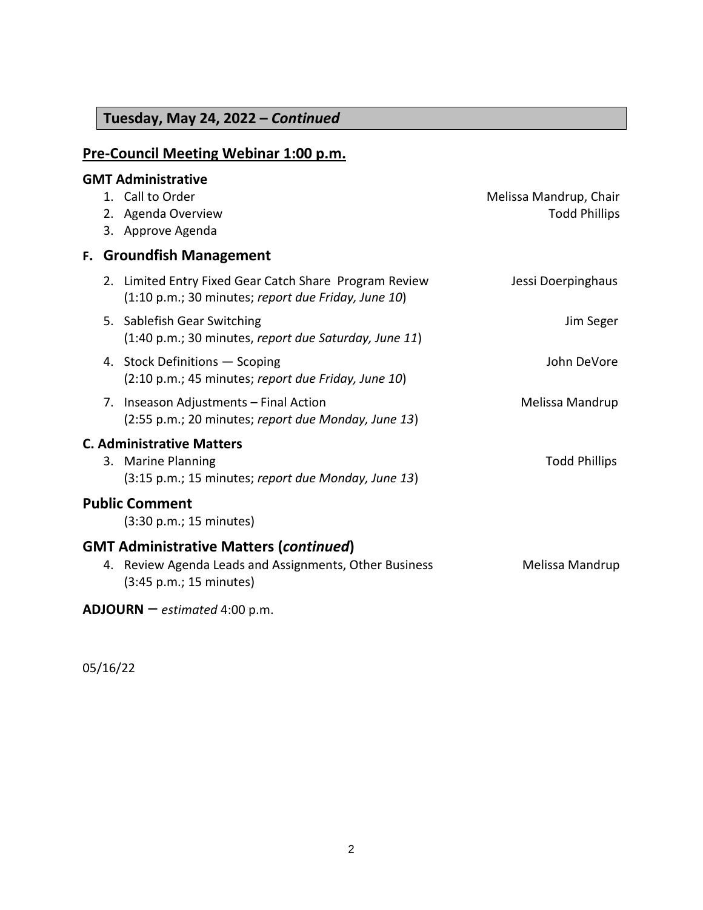## Tuesday, May 24, 2022 – *Continued*

## Pre-Council Meeting Webinar 1:00 p.m.

### GMT Administrative

1. Call to Order — Melissa Mandrup, Chair
2. Agenda Overview — Todd Phillips
3. Approve Agenda

### F. Groundfish Management

2. Limited Entry Fixed Gear Catch Share Program Review — Jessi Doerpinghaus
   (1:10 p.m.; 30 minutes; *report due Friday, June 10*)
5. Sablefish Gear Switching — Jim Seger
   (1:40 p.m.; 30 minutes, *report due Saturday, June 11*)
4. Stock Definitions — Scoping — John DeVore
   (2:10 p.m.; 45 minutes; *report due Friday, June 10*)
7. Inseason Adjustments – Final Action — Melissa Mandrup
   (2:55 p.m.; 20 minutes; *report due Monday, June 13*)

### C. Administrative Matters

3. Marine Planning — Todd Phillips
   (3:15 p.m.; 15 minutes; *report due Monday, June 13*)

### Public Comment

(3:30 p.m.; 15 minutes)

### GMT Administrative Matters (*continued*)

4. Review Agenda Leads and Assignments, Other Business — Melissa Mandrup
   (3:45 p.m.; 15 minutes)

**ADJOURN** – *estimated* 4:00 p.m.

05/16/22